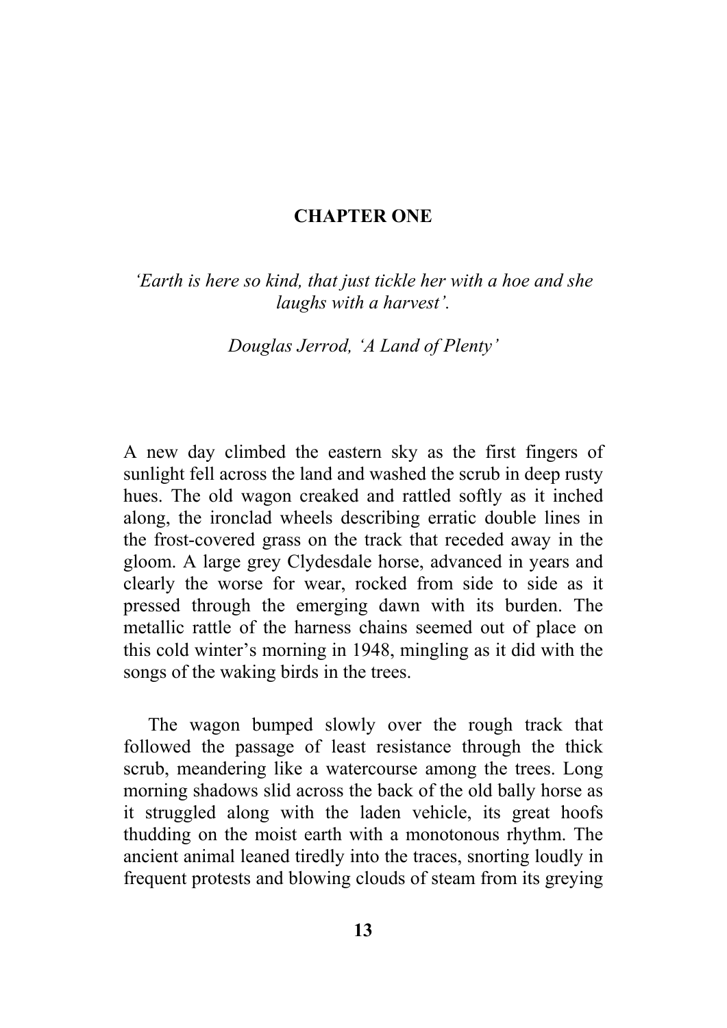# CHAPTER ONE

*'Earth is here so kind, that just tickle her with a hoe and she laughs with a harvest'.*

*Douglas Jerrod, 'A Land of Plenty'*

A new day climbed the eastern sky as the first fingers of sunlight fell across the land and washed the scrub in deep rusty hues. The old wagon creaked and rattled softly as it inched along, the ironclad wheels describing erratic double lines in the frost-covered grass on the track that receded away in the gloom. A large grey Clydesdale horse, advanced in years and clearly the worse for wear, rocked from side to side as it pressed through the emerging dawn with its burden. The metallic rattle of the harness chains seemed out of place on this cold winter's morning in 1948, mingling as it did with the songs of the waking birds in the trees.

The wagon bumped slowly over the rough track that followed the passage of least resistance through the thick scrub, meandering like a watercourse among the trees. Long morning shadows slid across the back of the old bally horse as it struggled along with the laden vehicle, its great hoofs thudding on the moist earth with a monotonous rhythm. The ancient animal leaned tiredly into the traces, snorting loudly in frequent protests and blowing clouds of steam from its greying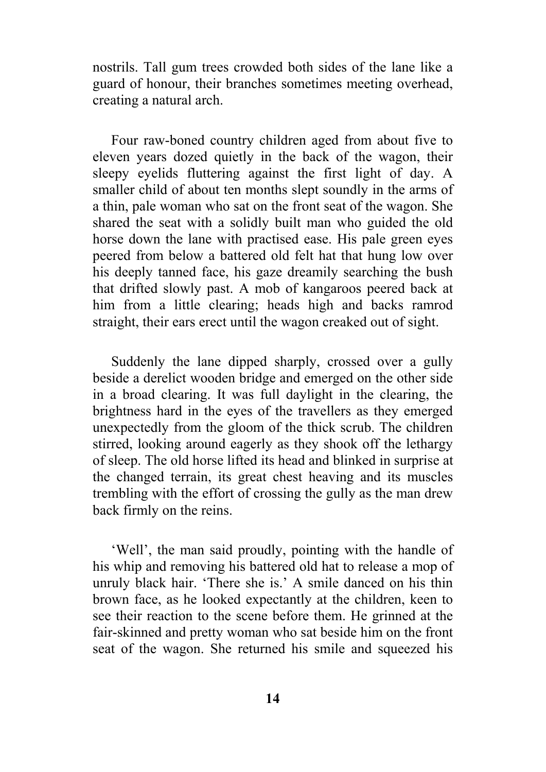nostrils. Tall gum trees crowded both sides of the lane like a guard of honour, their branches sometimes meeting overhead, creating a natural arch.

Four raw-boned country children aged from about five to eleven years dozed quietly in the back of the wagon, their sleepy eyelids fluttering against the first light of day. A smaller child of about ten months slept soundly in the arms of a thin, pale woman who sat on the front seat of the wagon. She shared the seat with a solidly built man who guided the old horse down the lane with practised ease. His pale green eyes peered from below a battered old felt hat that hung low over his deeply tanned face, his gaze dreamily searching the bush that drifted slowly past. A mob of kangaroos peered back at him from a little clearing; heads high and backs ramrod straight, their ears erect until the wagon creaked out of sight.

Suddenly the lane dipped sharply, crossed over a gully beside a derelict wooden bridge and emerged on the other side in a broad clearing. It was full daylight in the clearing, the brightness hard in the eyes of the travellers as they emerged unexpectedly from the gloom of the thick scrub. The children stirred, looking around eagerly as they shook off the lethargy of sleep. The old horse lifted its head and blinked in surprise at the changed terrain, its great chest heaving and its muscles trembling with the effort of crossing the gully as the man drew back firmly on the reins.

'Well', the man said proudly, pointing with the handle of his whip and removing his battered old hat to release a mop of unruly black hair. 'There she is.' A smile danced on his thin brown face, as he looked expectantly at the children, keen to see their reaction to the scene before them. He grinned at the fair-skinned and pretty woman who sat beside him on the front seat of the wagon. She returned his smile and squeezed his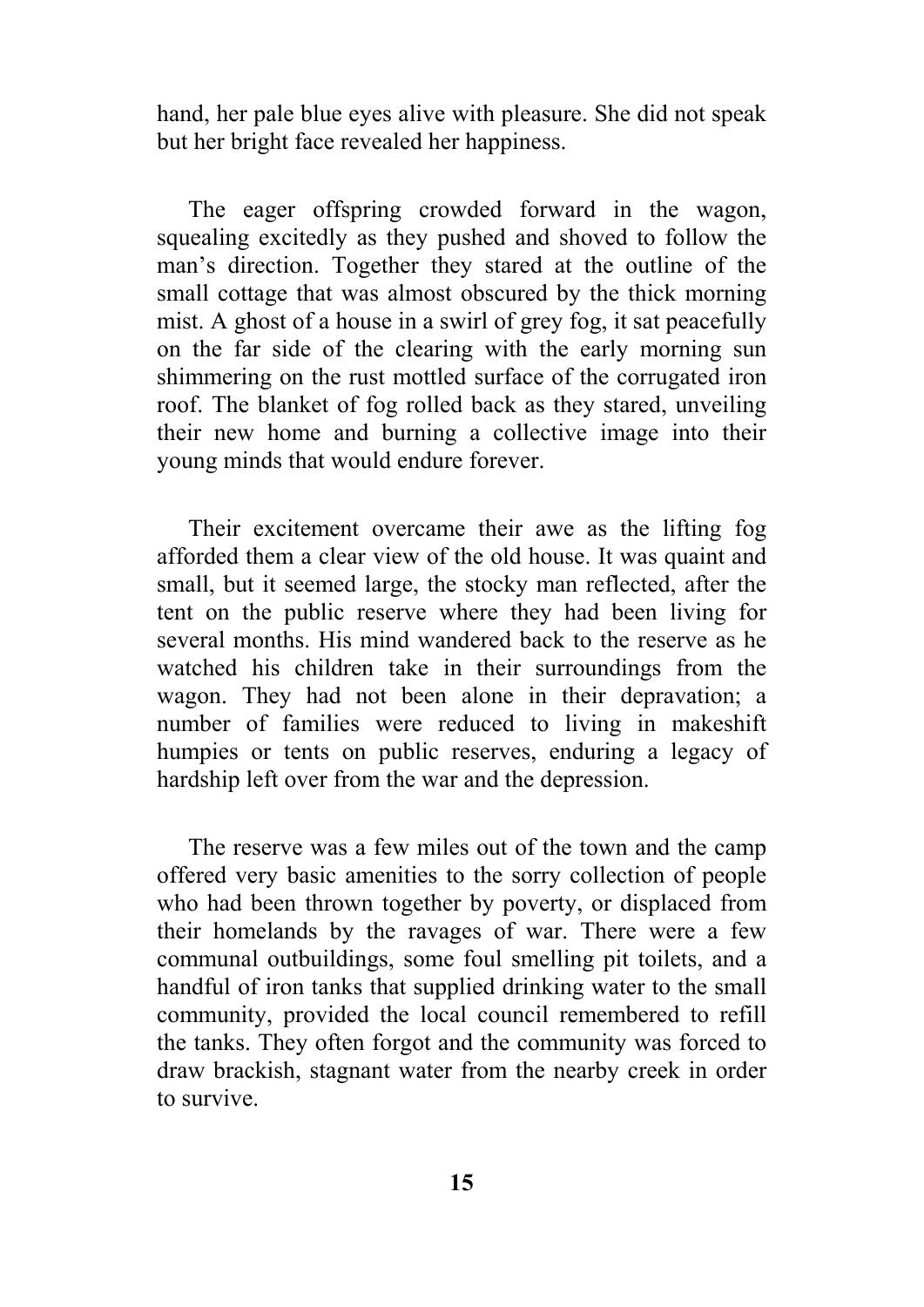hand, her pale blue eyes alive with pleasure. She did not speak but her bright face revealed her happiness.

The eager offspring crowded forward in the wagon, squealing excitedly as they pushed and shoved to follow the man's direction. Together they stared at the outline of the small cottage that was almost obscured by the thick morning mist. A ghost of a house in a swirl of grey fog, it sat peacefully on the far side of the clearing with the early morning sun shimmering on the rust mottled surface of the corrugated iron roof. The blanket of fog rolled back as they stared, unveiling their new home and burning a collective image into their young minds that would endure forever.

Their excitement overcame their awe as the lifting fog afforded them a clear view of the old house. It was quaint and small, but it seemed large, the stocky man reflected, after the tent on the public reserve where they had been living for several months. His mind wandered back to the reserve as he watched his children take in their surroundings from the wagon. They had not been alone in their depravation; a number of families were reduced to living in makeshift humpies or tents on public reserves, enduring a legacy of hardship left over from the war and the depression.

The reserve was a few miles out of the town and the camp offered very basic amenities to the sorry collection of people who had been thrown together by poverty, or displaced from their homelands by the ravages of war. There were a few communal outbuildings, some foul smelling pit toilets, and a handful of iron tanks that supplied drinking water to the small community, provided the local council remembered to refill the tanks. They often forgot and the community was forced to draw brackish, stagnant water from the nearby creek in order to survive.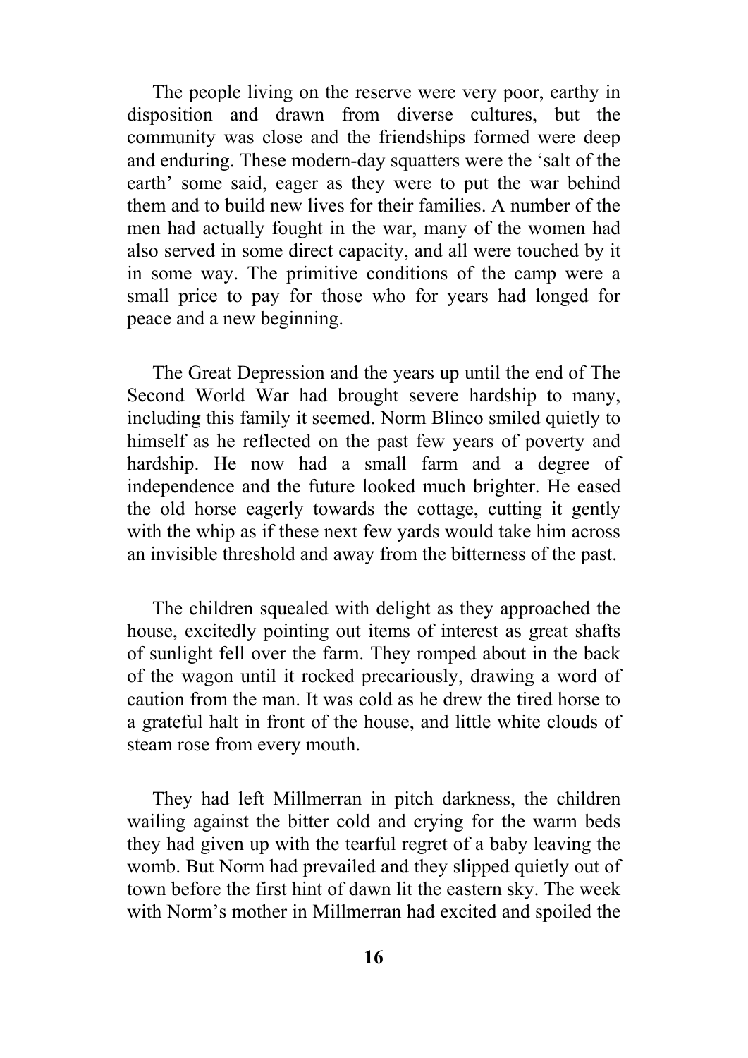The people living on the reserve were very poor, earthy in disposition and drawn from diverse cultures, but the community was close and the friendships formed were deep and enduring. These modern-day squatters were the 'salt of the earth' some said, eager as they were to put the war behind them and to build new lives for their families. A number of the men had actually fought in the war, many of the women had also served in some direct capacity, and all were touched by it in some way. The primitive conditions of the camp were a small price to pay for those who for years had longed for peace and a new beginning.

The Great Depression and the years up until the end of The Second World War had brought severe hardship to many, including this family it seemed. Norm Blinco smiled quietly to himself as he reflected on the past few years of poverty and hardship. He now had a small farm and a degree of independence and the future looked much brighter. He eased the old horse eagerly towards the cottage, cutting it gently with the whip as if these next few yards would take him across an invisible threshold and away from the bitterness of the past.

The children squealed with delight as they approached the house, excitedly pointing out items of interest as great shafts of sunlight fell over the farm. They romped about in the back of the wagon until it rocked precariously, drawing a word of caution from the man. It was cold as he drew the tired horse to a grateful halt in front of the house, and little white clouds of steam rose from every mouth.

They had left Millmerran in pitch darkness, the children wailing against the bitter cold and crying for the warm beds they had given up with the tearful regret of a baby leaving the womb. But Norm had prevailed and they slipped quietly out of town before the first hint of dawn lit the eastern sky. The week with Norm's mother in Millmerran had excited and spoiled the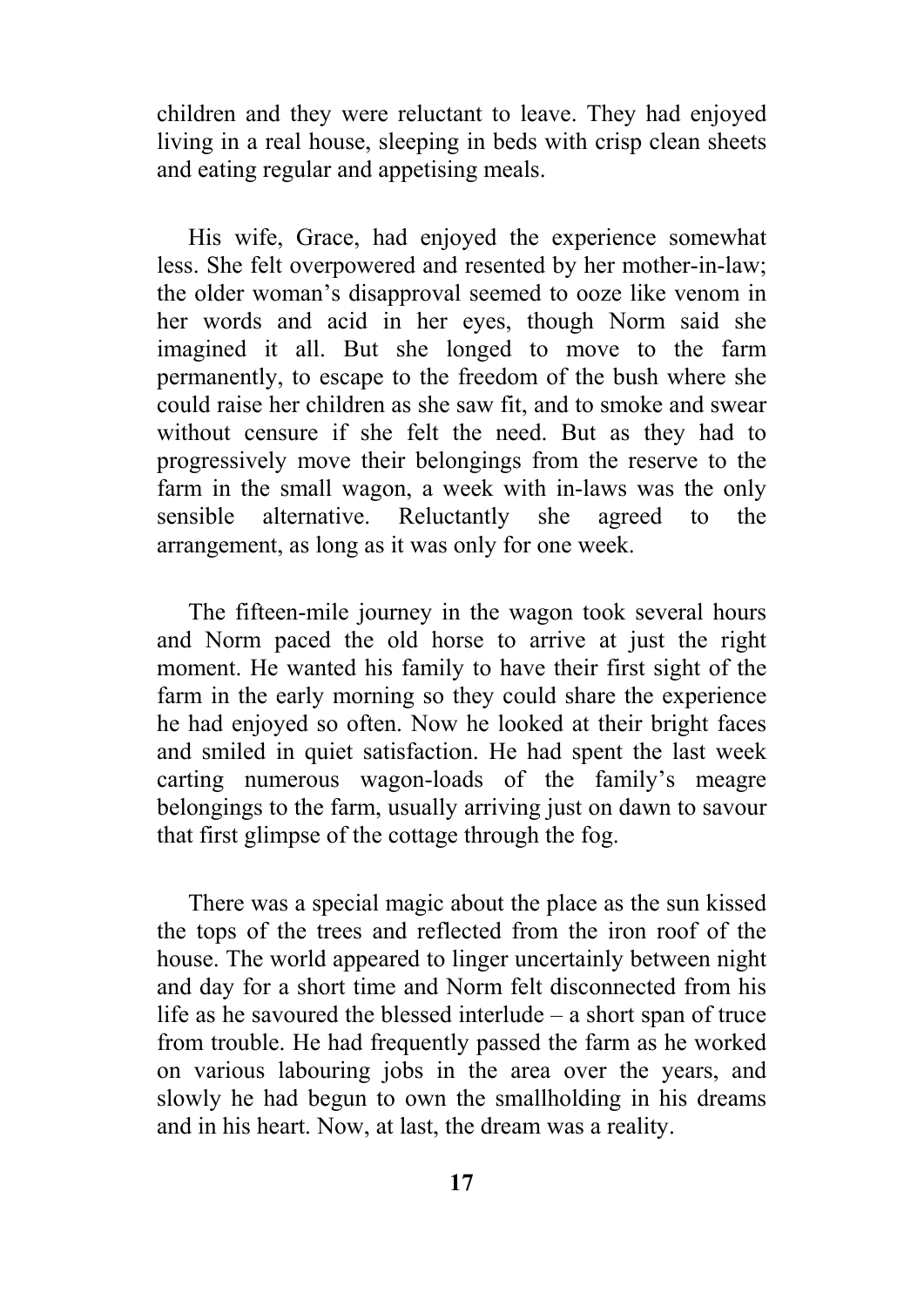children and they were reluctant to leave. They had enjoyed living in a real house, sleeping in beds with crisp clean sheets and eating regular and appetising meals.

His wife, Grace, had enjoyed the experience somewhat less. She felt overpowered and resented by her mother-in-law; the older woman's disapproval seemed to ooze like venom in her words and acid in her eyes, though Norm said she imagined it all. But she longed to move to the farm permanently, to escape to the freedom of the bush where she could raise her children as she saw fit, and to smoke and swear without censure if she felt the need. But as they had to progressively move their belongings from the reserve to the farm in the small wagon, a week with in-laws was the only sensible alternative. Reluctantly she agreed to the arrangement, as long as it was only for one week.

The fifteen-mile journey in the wagon took several hours and Norm paced the old horse to arrive at just the right moment. He wanted his family to have their first sight of the farm in the early morning so they could share the experience he had enjoyed so often. Now he looked at their bright faces and smiled in quiet satisfaction. He had spent the last week carting numerous wagon-loads of the family's meagre belongings to the farm, usually arriving just on dawn to savour that first glimpse of the cottage through the fog.

There was a special magic about the place as the sun kissed the tops of the trees and reflected from the iron roof of the house. The world appeared to linger uncertainly between night and day for a short time and Norm felt disconnected from his life as he savoured the blessed interlude – a short span of truce from trouble. He had frequently passed the farm as he worked on various labouring jobs in the area over the years, and slowly he had begun to own the smallholding in his dreams and in his heart. Now, at last, the dream was a reality.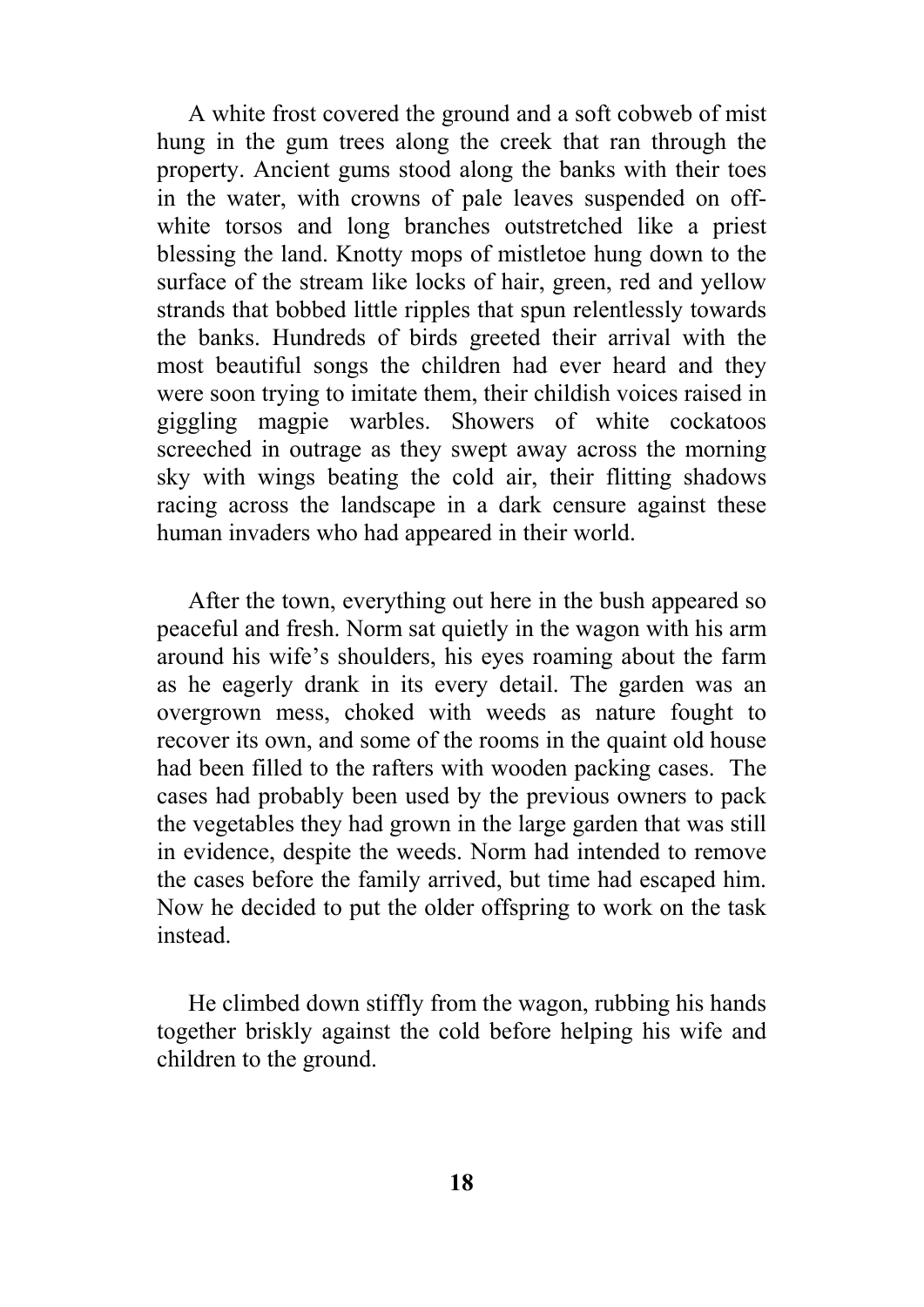A white frost covered the ground and a soft cobweb of mist hung in the gum trees along the creek that ran through the property. Ancient gums stood along the banks with their toes in the water, with crowns of pale leaves suspended on off-white torsos and long branches outstretched like a priest blessing the land. Knotty mops of mistletoe hung down to the surface of the stream like locks of hair, green, red and yellow strands that bobbed little ripples that spun relentlessly towards the banks. Hundreds of birds greeted their arrival with the most beautiful songs the children had ever heard and they were soon trying to imitate them, their childish voices raised in giggling magpie warbles. Showers of white cockatoos screeched in outrage as they swept away across the morning sky with wings beating the cold air, their flitting shadows racing across the landscape in a dark censure against these human invaders who had appeared in their world.

After the town, everything out here in the bush appeared so peaceful and fresh. Norm sat quietly in the wagon with his arm around his wife's shoulders, his eyes roaming about the farm as he eagerly drank in its every detail. The garden was an overgrown mess, choked with weeds as nature fought to recover its own, and some of the rooms in the quaint old house had been filled to the rafters with wooden packing cases. The cases had probably been used by the previous owners to pack the vegetables they had grown in the large garden that was still in evidence, despite the weeds. Norm had intended to remove the cases before the family arrived, but time had escaped him. Now he decided to put the older offspring to work on the task instead.

He climbed down stiffly from the wagon, rubbing his hands together briskly against the cold before helping his wife and children to the ground.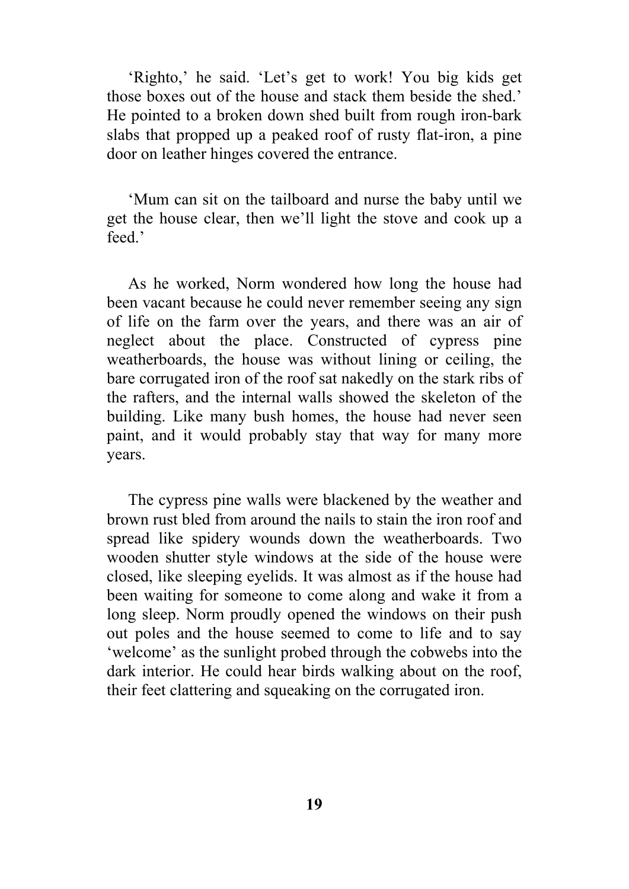'Righto,' he said. 'Let's get to work! You big kids get those boxes out of the house and stack them beside the shed.' He pointed to a broken down shed built from rough iron-bark slabs that propped up a peaked roof of rusty flat-iron, a pine door on leather hinges covered the entrance.

'Mum can sit on the tailboard and nurse the baby until we get the house clear, then we'll light the stove and cook up a feed.'

As he worked, Norm wondered how long the house had been vacant because he could never remember seeing any sign of life on the farm over the years, and there was an air of neglect about the place. Constructed of cypress pine weatherboards, the house was without lining or ceiling, the bare corrugated iron of the roof sat nakedly on the stark ribs of the rafters, and the internal walls showed the skeleton of the building. Like many bush homes, the house had never seen paint, and it would probably stay that way for many more years.

The cypress pine walls were blackened by the weather and brown rust bled from around the nails to stain the iron roof and spread like spidery wounds down the weatherboards. Two wooden shutter style windows at the side of the house were closed, like sleeping eyelids. It was almost as if the house had been waiting for someone to come along and wake it from a long sleep. Norm proudly opened the windows on their push out poles and the house seemed to come to life and to say 'welcome' as the sunlight probed through the cobwebs into the dark interior. He could hear birds walking about on the roof, their feet clattering and squeaking on the corrugated iron.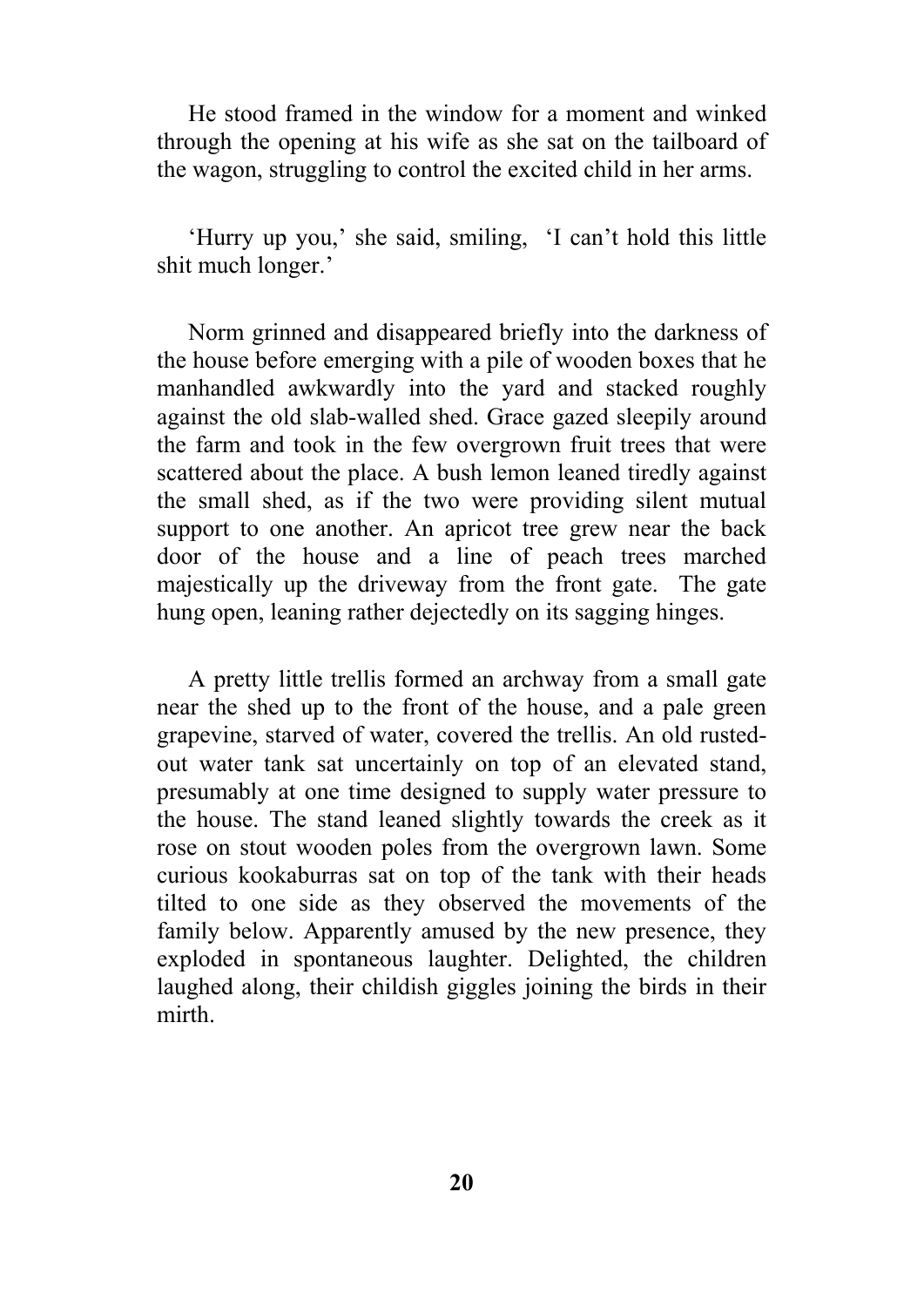He stood framed in the window for a moment and winked through the opening at his wife as she sat on the tailboard of the wagon, struggling to control the excited child in her arms.

'Hurry up you,' she said, smiling, 'I can't hold this little shit much longer.'

Norm grinned and disappeared briefly into the darkness of the house before emerging with a pile of wooden boxes that he manhandled awkwardly into the yard and stacked roughly against the old slab-walled shed. Grace gazed sleepily around the farm and took in the few overgrown fruit trees that were scattered about the place. A bush lemon leaned tiredly against the small shed, as if the two were providing silent mutual support to one another. An apricot tree grew near the back door of the house and a line of peach trees marched majestically up the driveway from the front gate. The gate hung open, leaning rather dejectedly on its sagging hinges.

A pretty little trellis formed an archway from a small gate near the shed up to the front of the house, and a pale green grapevine, starved of water, covered the trellis. An old rusted-out water tank sat uncertainly on top of an elevated stand, presumably at one time designed to supply water pressure to the house. The stand leaned slightly towards the creek as it rose on stout wooden poles from the overgrown lawn. Some curious kookaburras sat on top of the tank with their heads tilted to one side as they observed the movements of the family below. Apparently amused by the new presence, they exploded in spontaneous laughter. Delighted, the children laughed along, their childish giggles joining the birds in their mirth.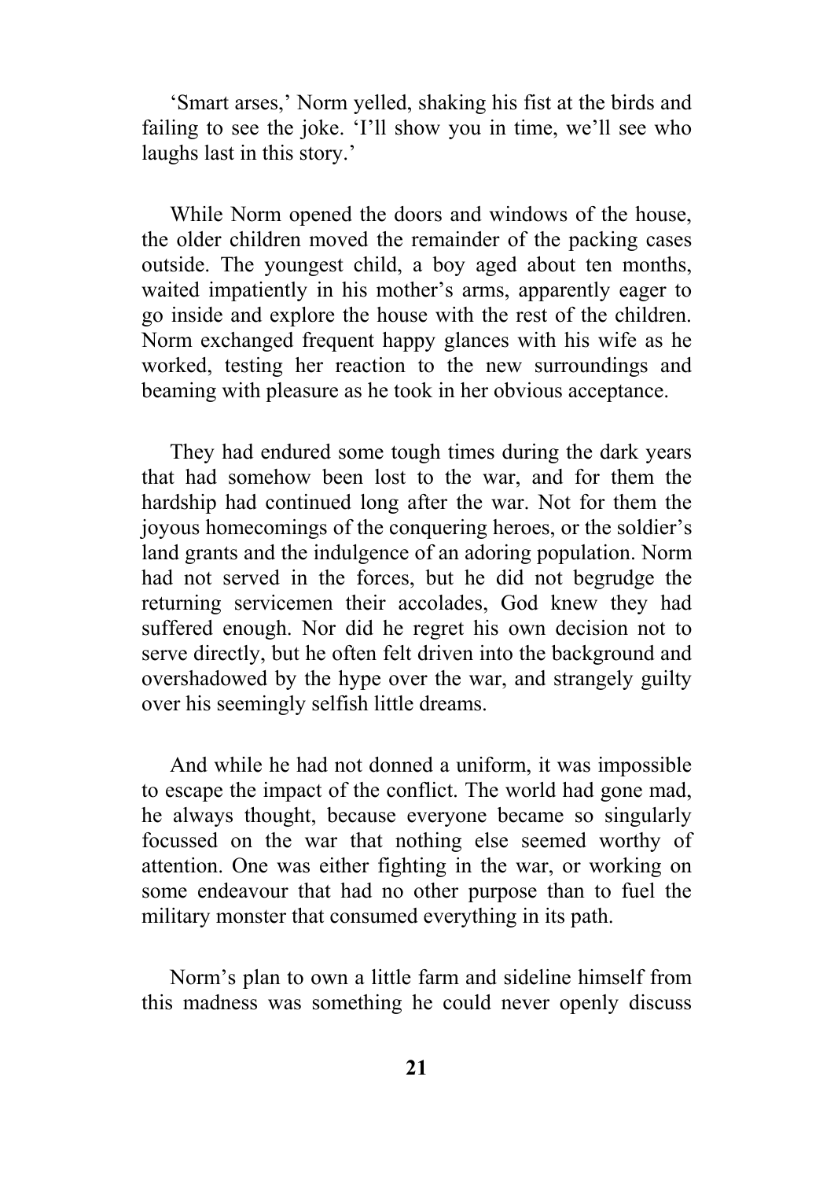'Smart arses,' Norm yelled, shaking his fist at the birds and failing to see the joke. 'I'll show you in time, we'll see who laughs last in this story.'

While Norm opened the doors and windows of the house, the older children moved the remainder of the packing cases outside. The youngest child, a boy aged about ten months, waited impatiently in his mother's arms, apparently eager to go inside and explore the house with the rest of the children. Norm exchanged frequent happy glances with his wife as he worked, testing her reaction to the new surroundings and beaming with pleasure as he took in her obvious acceptance.

They had endured some tough times during the dark years that had somehow been lost to the war, and for them the hardship had continued long after the war. Not for them the joyous homecomings of the conquering heroes, or the soldier's land grants and the indulgence of an adoring population. Norm had not served in the forces, but he did not begrudge the returning servicemen their accolades, God knew they had suffered enough. Nor did he regret his own decision not to serve directly, but he often felt driven into the background and overshadowed by the hype over the war, and strangely guilty over his seemingly selfish little dreams.

And while he had not donned a uniform, it was impossible to escape the impact of the conflict. The world had gone mad, he always thought, because everyone became so singularly focussed on the war that nothing else seemed worthy of attention. One was either fighting in the war, or working on some endeavour that had no other purpose than to fuel the military monster that consumed everything in its path.

Norm's plan to own a little farm and sideline himself from this madness was something he could never openly discuss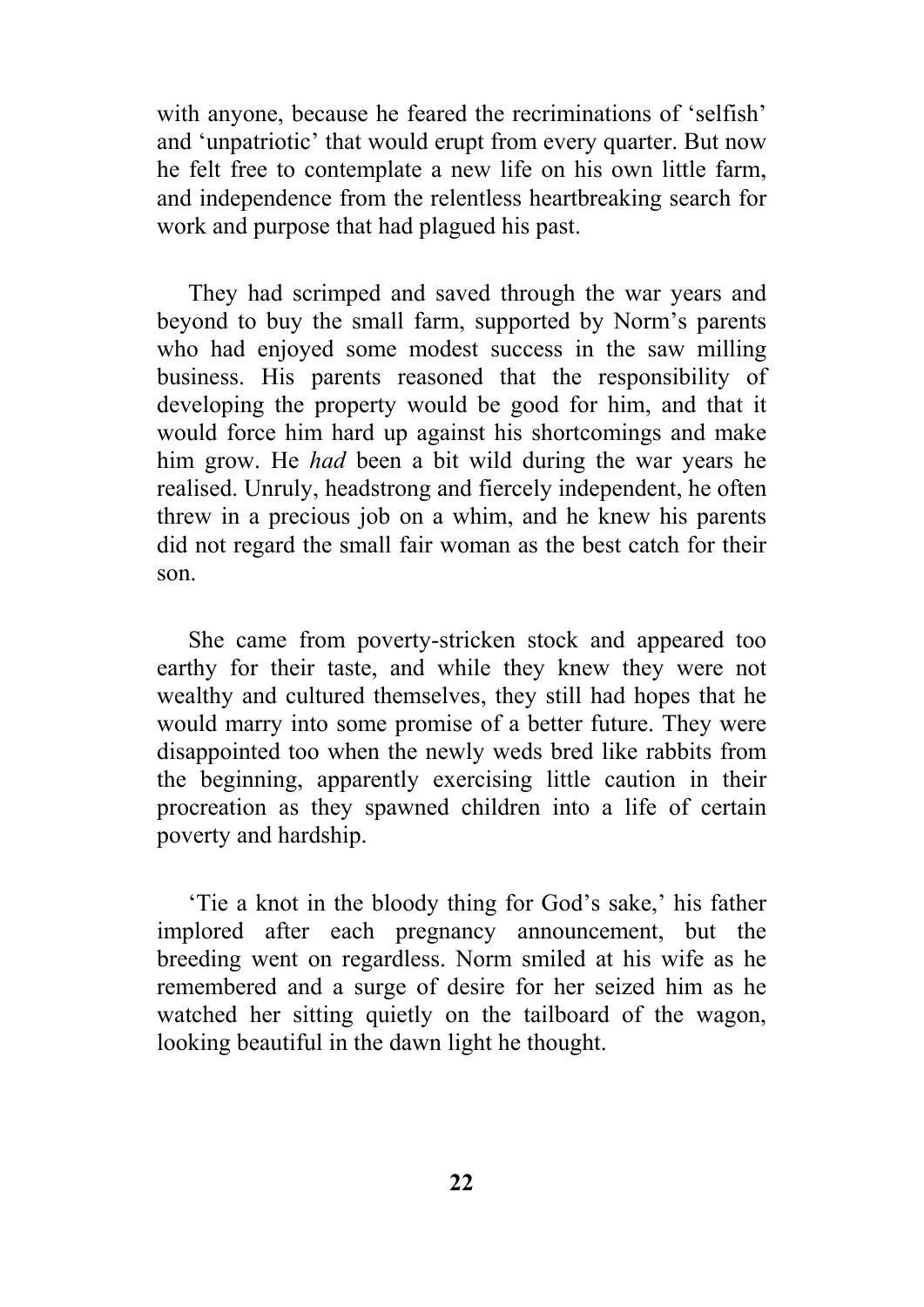with anyone, because he feared the recriminations of 'selfish' and 'unpatriotic' that would erupt from every quarter. But now he felt free to contemplate a new life on his own little farm, and independence from the relentless heartbreaking search for work and purpose that had plagued his past.

They had scrimped and saved through the war years and beyond to buy the small farm, supported by Norm's parents who had enjoyed some modest success in the saw milling business. His parents reasoned that the responsibility of developing the property would be good for him, and that it would force him hard up against his shortcomings and make him grow. He *had* been a bit wild during the war years he realised. Unruly, headstrong and fiercely independent, he often threw in a precious job on a whim, and he knew his parents did not regard the small fair woman as the best catch for their son.

She came from poverty-stricken stock and appeared too earthy for their taste, and while they knew they were not wealthy and cultured themselves, they still had hopes that he would marry into some promise of a better future. They were disappointed too when the newly weds bred like rabbits from the beginning, apparently exercising little caution in their procreation as they spawned children into a life of certain poverty and hardship.

'Tie a knot in the bloody thing for God's sake,' his father implored after each pregnancy announcement, but the breeding went on regardless. Norm smiled at his wife as he remembered and a surge of desire for her seized him as he watched her sitting quietly on the tailboard of the wagon, looking beautiful in the dawn light he thought.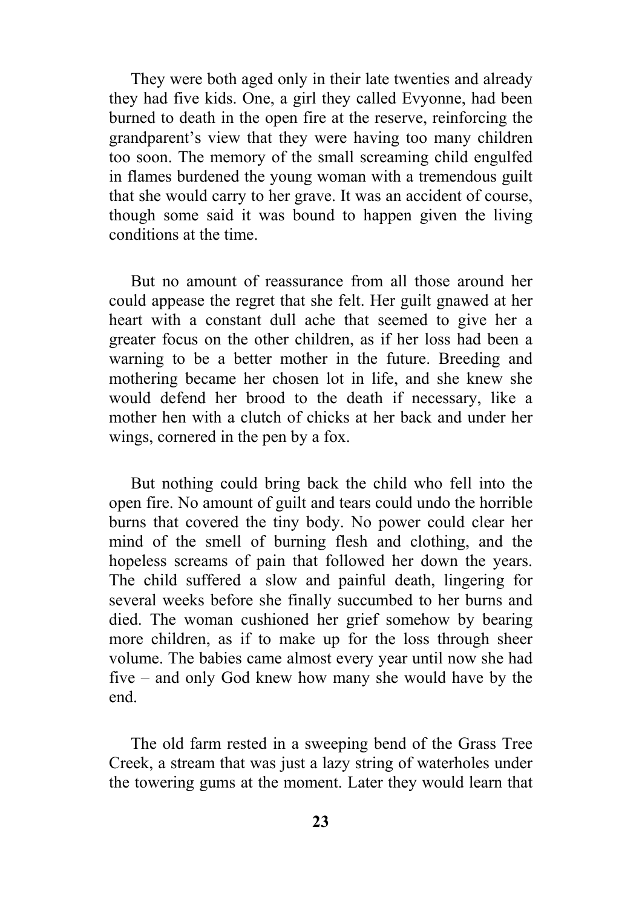They were both aged only in their late twenties and already they had five kids. One, a girl they called Evyonne, had been burned to death in the open fire at the reserve, reinforcing the grandparent's view that they were having too many children too soon. The memory of the small screaming child engulfed in flames burdened the young woman with a tremendous guilt that she would carry to her grave. It was an accident of course, though some said it was bound to happen given the living conditions at the time.

But no amount of reassurance from all those around her could appease the regret that she felt. Her guilt gnawed at her heart with a constant dull ache that seemed to give her a greater focus on the other children, as if her loss had been a warning to be a better mother in the future. Breeding and mothering became her chosen lot in life, and she knew she would defend her brood to the death if necessary, like a mother hen with a clutch of chicks at her back and under her wings, cornered in the pen by a fox.

But nothing could bring back the child who fell into the open fire. No amount of guilt and tears could undo the horrible burns that covered the tiny body. No power could clear her mind of the smell of burning flesh and clothing, and the hopeless screams of pain that followed her down the years. The child suffered a slow and painful death, lingering for several weeks before she finally succumbed to her burns and died. The woman cushioned her grief somehow by bearing more children, as if to make up for the loss through sheer volume. The babies came almost every year until now she had five – and only God knew how many she would have by the end.

The old farm rested in a sweeping bend of the Grass Tree Creek, a stream that was just a lazy string of waterholes under the towering gums at the moment. Later they would learn that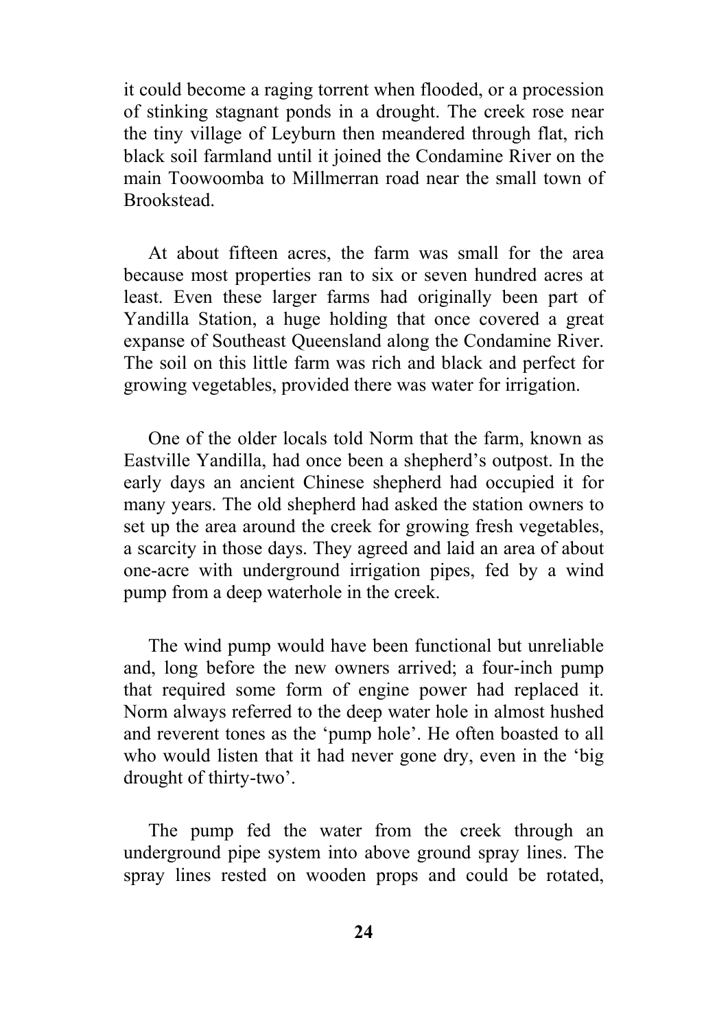it could become a raging torrent when flooded, or a procession of stinking stagnant ponds in a drought. The creek rose near the tiny village of Leyburn then meandered through flat, rich black soil farmland until it joined the Condamine River on the main Toowoomba to Millmerran road near the small town of Brookstead.

At about fifteen acres, the farm was small for the area because most properties ran to six or seven hundred acres at least. Even these larger farms had originally been part of Yandilla Station, a huge holding that once covered a great expanse of Southeast Queensland along the Condamine River. The soil on this little farm was rich and black and perfect for growing vegetables, provided there was water for irrigation.

One of the older locals told Norm that the farm, known as Eastville Yandilla, had once been a shepherd's outpost. In the early days an ancient Chinese shepherd had occupied it for many years. The old shepherd had asked the station owners to set up the area around the creek for growing fresh vegetables, a scarcity in those days. They agreed and laid an area of about one-acre with underground irrigation pipes, fed by a wind pump from a deep waterhole in the creek.

The wind pump would have been functional but unreliable and, long before the new owners arrived; a four-inch pump that required some form of engine power had replaced it. Norm always referred to the deep water hole in almost hushed and reverent tones as the 'pump hole'. He often boasted to all who would listen that it had never gone dry, even in the 'big drought of thirty-two'.

The pump fed the water from the creek through an underground pipe system into above ground spray lines. The spray lines rested on wooden props and could be rotated,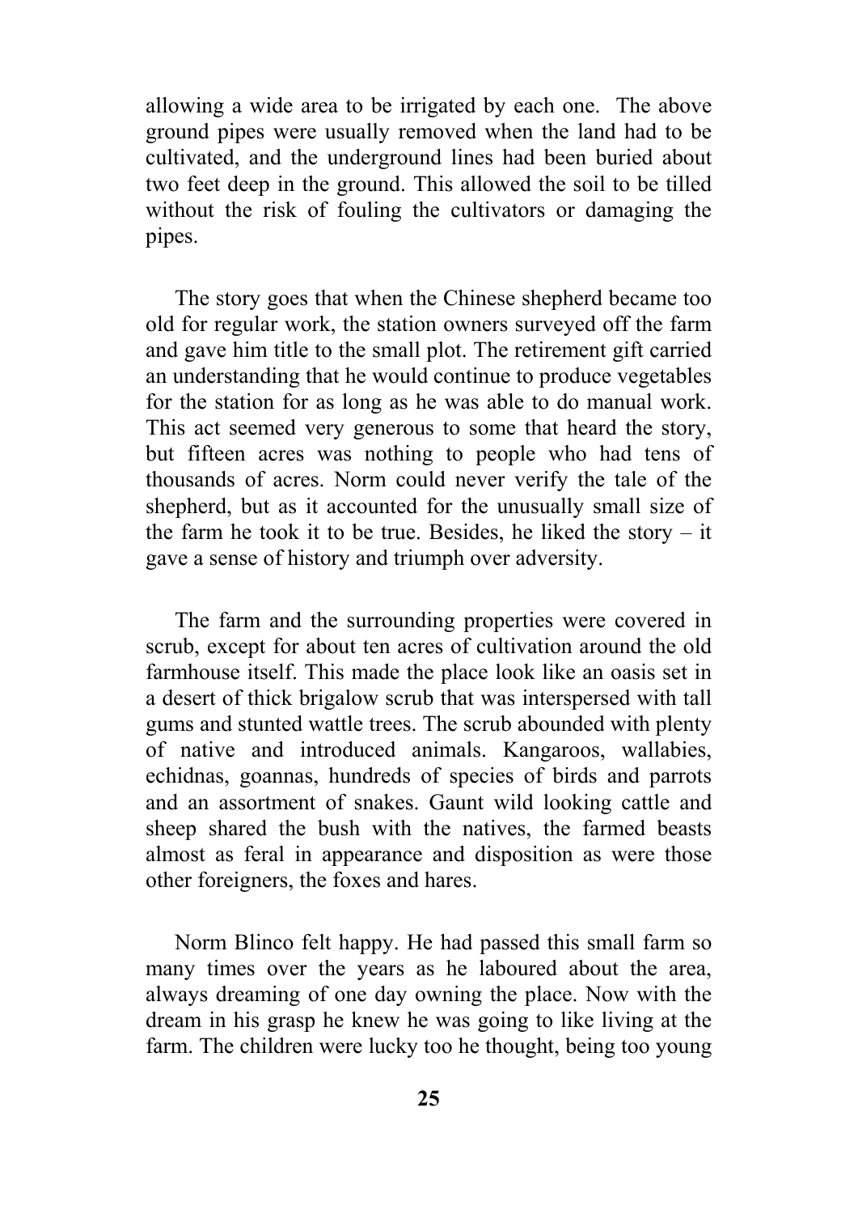allowing a wide area to be irrigated by each one. The above ground pipes were usually removed when the land had to be cultivated, and the underground lines had been buried about two feet deep in the ground. This allowed the soil to be tilled without the risk of fouling the cultivators or damaging the pipes.

The story goes that when the Chinese shepherd became too old for regular work, the station owners surveyed off the farm and gave him title to the small plot. The retirement gift carried an understanding that he would continue to produce vegetables for the station for as long as he was able to do manual work. This act seemed very generous to some that heard the story, but fifteen acres was nothing to people who had tens of thousands of acres. Norm could never verify the tale of the shepherd, but as it accounted for the unusually small size of the farm he took it to be true. Besides, he liked the story – it gave a sense of history and triumph over adversity.

The farm and the surrounding properties were covered in scrub, except for about ten acres of cultivation around the old farmhouse itself. This made the place look like an oasis set in a desert of thick brigalow scrub that was interspersed with tall gums and stunted wattle trees. The scrub abounded with plenty of native and introduced animals. Kangaroos, wallabies, echidnas, goannas, hundreds of species of birds and parrots and an assortment of snakes. Gaunt wild looking cattle and sheep shared the bush with the natives, the farmed beasts almost as feral in appearance and disposition as were those other foreigners, the foxes and hares.

Norm Blinco felt happy. He had passed this small farm so many times over the years as he laboured about the area, always dreaming of one day owning the place. Now with the dream in his grasp he knew he was going to like living at the farm. The children were lucky too he thought, being too young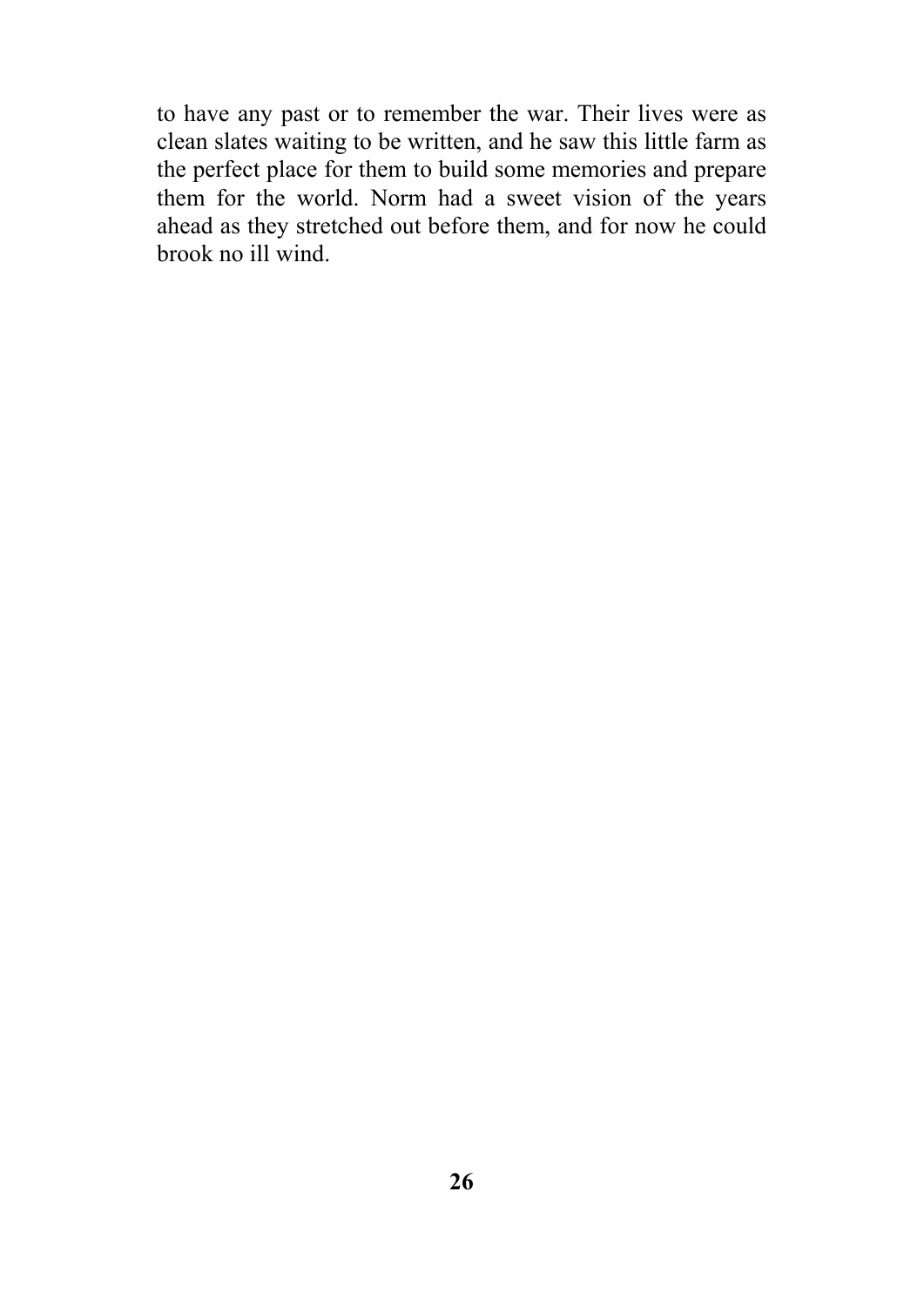to have any past or to remember the war. Their lives were as clean slates waiting to be written, and he saw this little farm as the perfect place for them to build some memories and prepare them for the world. Norm had a sweet vision of the years ahead as they stretched out before them, and for now he could brook no ill wind.